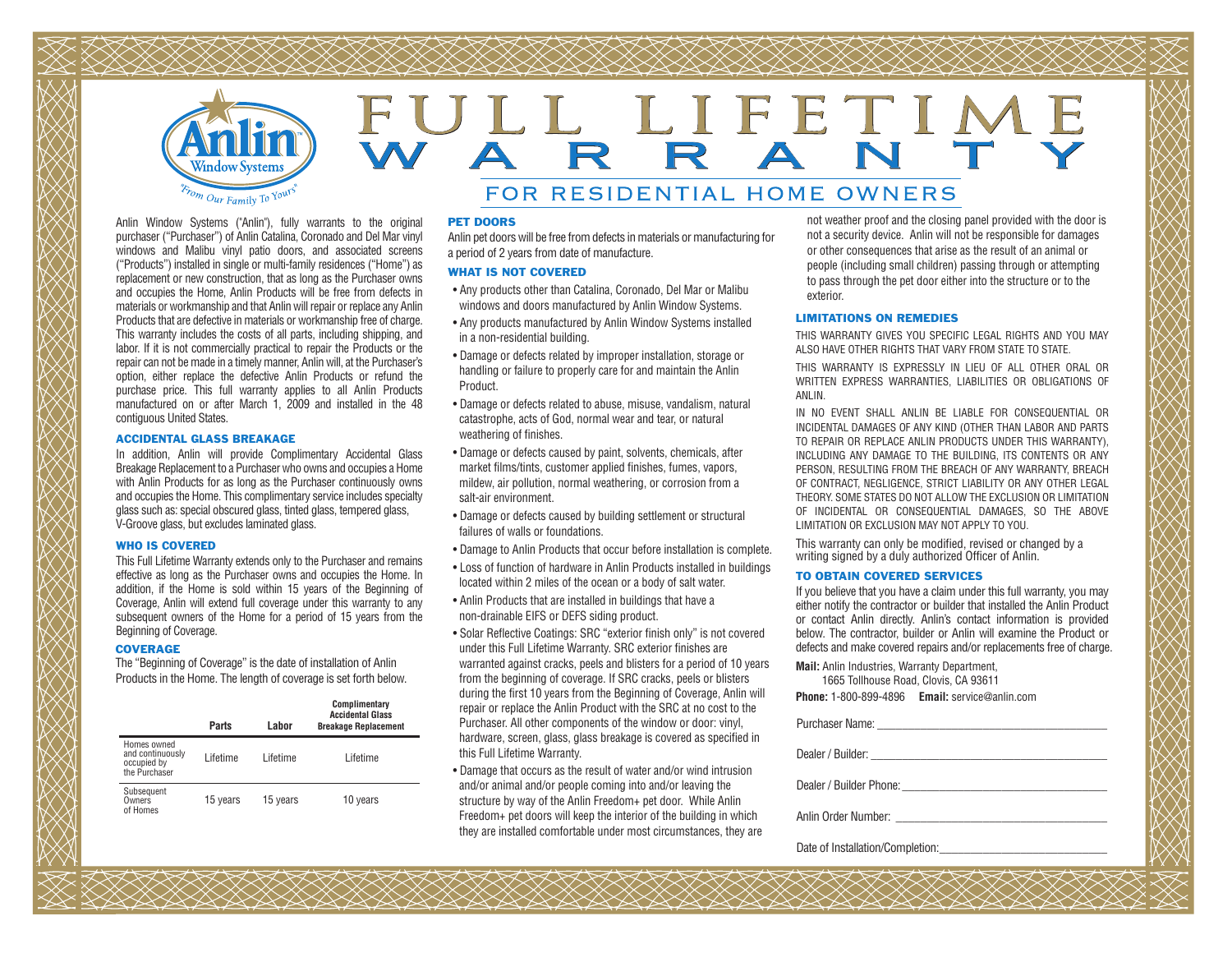# FULL LIFETIME WARRANTY

## FOR RESIDENTIAL HOME OWNERS

Anlin Window Systems ("Anlin"), fully warrants to the original purchaser ("Purchaser") of Anlin Catalina, Coronado and Del Mar vinyl windows and Malibu vinyl patio doors, and associated screens ("Products") installed in single or multi-family residences ("Home") as replacement or new construction, that as long as the Purchaser owns and occupies the Home, Anlin Products will be free from defects in materials or workmanship and that Anlin will repair or replace any Anlin Products that are defective in materials or workmanship free of charge. This warranty includes the costs of all parts, including shipping, and labor. If it is not commercially practical to repair the Products or the repair can not be made in a timely manner, Anlin will, at the Purchaser's option, either replace the defective Anlin Products or refund the purchase price. This full warranty applies to all Anlin Products manufactured on or after March 1, 2009 and installed in the 48 contiguous United States.

### ACCIDENTAL GLASS BREAKAGE

In addition, Anlin will provide Complimentary Accidental Glass Breakage Replacement to a Purchaser who owns and occupies a Home with Anlin Products for as long as the Purchaser continuously owns and occupies the Home. This complimentary service includes specialty glass such as: special obscured glass, tinted glass, tempered glass, V-Groove glass, but excludes laminated glass.

### WHO IS COVERED

This Full Lifetime Warranty extends only to the Purchaser and remains effective as long as the Purchaser owns and occupies the Home. In addition, if the Home is sold within 15 years of the Beginning of Coverage, Anlin will extend full coverage under this warranty to any subsequent owners of the Home for a period of 15 years from the Beginning of Coverage.

### COVERAGE

The "Beginning of Coverage" is the date of installation of Anlin Products in the Home. The length of coverage is set forth below.

| | Parts | Labor | Complimentary Accidental Glass Breakage Replacement |
|---|---|---|---|
| Homes owned and continuously occupied by the Purchaser | Lifetime | Lifetime | Lifetime |
| Subsequent Owners of Homes | 15 years | 15 years | 10 years |

### PET DOORS

Anlin pet doors will be free from defects in materials or manufacturing for a period of 2 years from date of manufacture.

### WHAT IS NOT COVERED

- Any products other than Catalina, Coronado, Del Mar or Malibu windows and doors manufactured by Anlin Window Systems.
- Any products manufactured by Anlin Window Systems installed in a non-residential building.
- Damage or defects related by improper installation, storage or handling or failure to properly care for and maintain the Anlin Product.
- Damage or defects related to abuse, misuse, vandalism, natural catastrophe, acts of God, normal wear and tear, or natural weathering of finishes.
- Damage or defects caused by paint, solvents, chemicals, after market films/tints, customer applied finishes, fumes, vapors, mildew, air pollution, normal weathering, or corrosion from a salt-air environment.
- Damage or defects caused by building settlement or structural failures of walls or foundations.
- Damage to Anlin Products that occur before installation is complete.
- Loss of function of hardware in Anlin Products installed in buildings located within 2 miles of the ocean or a body of salt water.
- Anlin Products that are installed in buildings that have a non-drainable EIFS or DEFS siding product.
- Solar Reflective Coatings: SRC "exterior finish only" is not covered under this Full Lifetime Warranty. SRC exterior finishes are warranted against cracks, peels and blisters for a period of 10 years from the beginning of coverage. If SRC cracks, peels or blisters during the first 10 years from the Beginning of Coverage, Anlin will repair or replace the Anlin Product with the SRC at no cost to the Purchaser. All other components of the window or door: vinyl, hardware, screen, glass, glass breakage is covered as specified in this Full Lifetime Warranty.
- Damage that occurs as the result of water and/or wind intrusion and/or animal and/or people coming into and/or leaving the structure by way of the Anlin Freedom+ pet door. While Anlin Freedom+ pet doors will keep the interior of the building in which they are installed comfortable under most circumstances, they are not weather proof and the closing panel provided with the door is not a security device. Anlin will not be responsible for damages or other consequences that arise as the result of an animal or people (including small children) passing through or attempting to pass through the pet door either into the structure or to the exterior.

### LIMITATIONS ON REMEDIES

THIS WARRANTY GIVES YOU SPECIFIC LEGAL RIGHTS AND YOU MAY ALSO HAVE OTHER RIGHTS THAT VARY FROM STATE TO STATE.

THIS WARRANTY IS EXPRESSLY IN LIEU OF ALL OTHER ORAL OR WRITTEN EXPRESS WARRANTIES, LIABILITIES OR OBLIGATIONS OF ANLIN.

IN NO EVENT SHALL ANLIN BE LIABLE FOR CONSEQUENTIAL OR INCIDENTAL DAMAGES OF ANY KIND (OTHER THAN LABOR AND PARTS TO REPAIR OR REPLACE ANLIN PRODUCTS UNDER THIS WARRANTY), INCLUDING ANY DAMAGE TO THE BUILDING, ITS CONTENTS OR ANY PERSON, RESULTING FROM THE BREACH OF ANY WARRANTY, BREACH OF CONTRACT, NEGLIGENCE, STRICT LIABILITY OR ANY OTHER LEGAL THEORY. SOME STATES DO NOT ALLOW THE EXCLUSION OR LIMITATION OF INCIDENTAL OR CONSEQUENTIAL DAMAGES, SO THE ABOVE LIMITATION OR EXCLUSION MAY NOT APPLY TO YOU.

This warranty can only be modified, revised or changed by a writing signed by a duly authorized Officer of Anlin.

### TO OBTAIN COVERED SERVICES

If you believe that you have a claim under this full warranty, you may either notify the contractor or builder that installed the Anlin Product or contact Anlin directly. Anlin's contact information is provided below. The contractor, builder or Anlin will examine the Product or defects and make covered repairs and/or replacements free of charge.

**Mail:** Anlin Industries, Warranty Department,
1665 Tollhouse Road, Clovis, CA 93611

**Phone:** 1-800-899-4896 **Email:** service@anlin.com

Purchaser Name: ______________________________

Dealer / Builder: ______________________________

Dealer / Builder Phone: ______________________________

Anlin Order Number: ______________________________

Date of Installation/Completion: ______________________________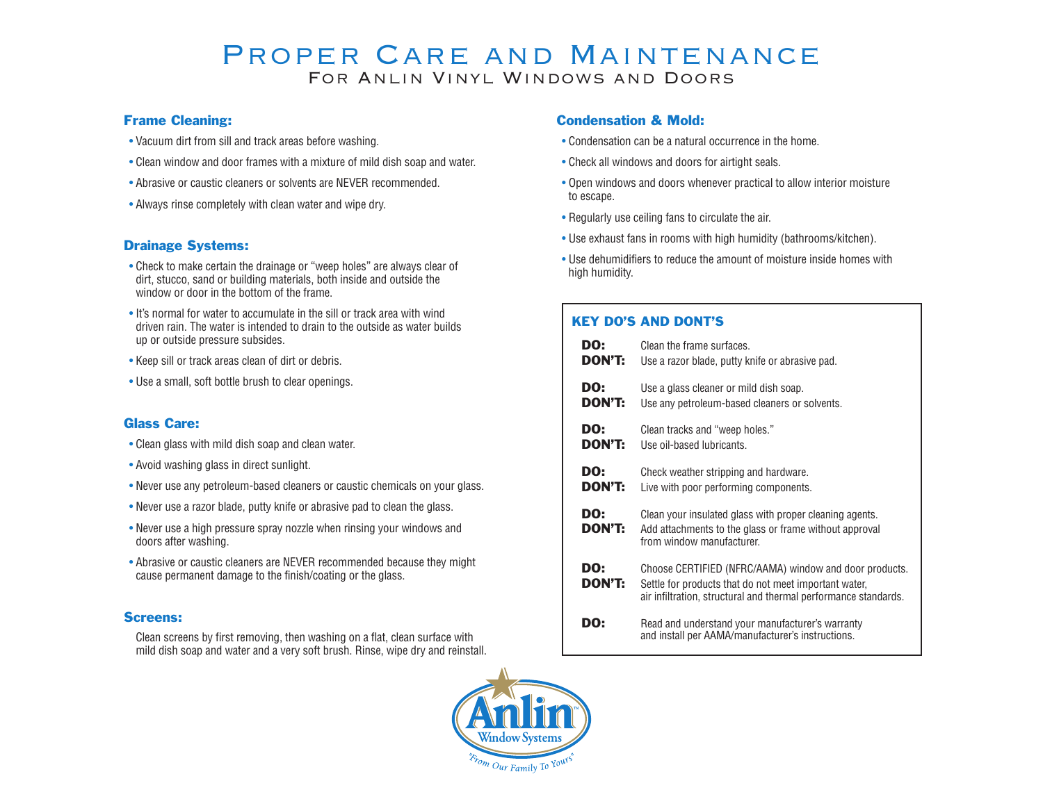# Proper Care and Maintenance

## For Anlin Vinyl Windows and Doors

### Frame Cleaning:

- Vacuum dirt from sill and track areas before washing.
- Clean window and door frames with a mixture of mild dish soap and water.
- Abrasive or caustic cleaners or solvents are NEVER recommended.
- Always rinse completely with clean water and wipe dry.

### Drainage Systems:

- Check to make certain the drainage or "weep holes" are always clear of dirt, stucco, sand or building materials, both inside and outside the window or door in the bottom of the frame.
- It's normal for water to accumulate in the sill or track area with wind driven rain. The water is intended to drain to the outside as water builds up or outside pressure subsides.
- Keep sill or track areas clean of dirt or debris.
- Use a small, soft bottle brush to clear openings.

### Glass Care:

- Clean glass with mild dish soap and clean water.
- Avoid washing glass in direct sunlight.
- Never use any petroleum-based cleaners or caustic chemicals on your glass.
- Never use a razor blade, putty knife or abrasive pad to clean the glass.
- Never use a high pressure spray nozzle when rinsing your windows and doors after washing.
- Abrasive or caustic cleaners are NEVER recommended because they might cause permanent damage to the finish/coating or the glass.

### Screens:

Clean screens by first removing, then washing on a flat, clean surface with mild dish soap and water and a very soft brush. Rinse, wipe dry and reinstall.

### Condensation & Mold:

- Condensation can be a natural occurrence in the home.
- Check all windows and doors for airtight seals.
- Open windows and doors whenever practical to allow interior moisture to escape.
- Regularly use ceiling fans to circulate the air.
- Use exhaust fans in rooms with high humidity (bathrooms/kitchen).
- Use dehumidifiers to reduce the amount of moisture inside homes with high humidity.

### KEY DO'S AND DONT'S

**DO:** Clean the frame surfaces.
**DON'T:** Use a razor blade, putty knife or abrasive pad.

**DO:** Use a glass cleaner or mild dish soap.
**DON'T:** Use any petroleum-based cleaners or solvents.

**DO:** Clean tracks and "weep holes."
**DON'T:** Use oil-based lubricants.

**DO:** Check weather stripping and hardware.
**DON'T:** Live with poor performing components.

**DO:** Clean your insulated glass with proper cleaning agents.
**DON'T:** Add attachments to the glass or frame without approval from window manufacturer.

**DO:** Choose CERTIFIED (NFRC/AAMA) window and door products.
**DON'T:** Settle for products that do not meet important water, air infiltration, structural and thermal performance standards.

**DO:** Read and understand your manufacturer's warranty and install per AAMA/manufacturer's instructions.

Anlin™ Window Systems

*"From Our Family To Yours"*